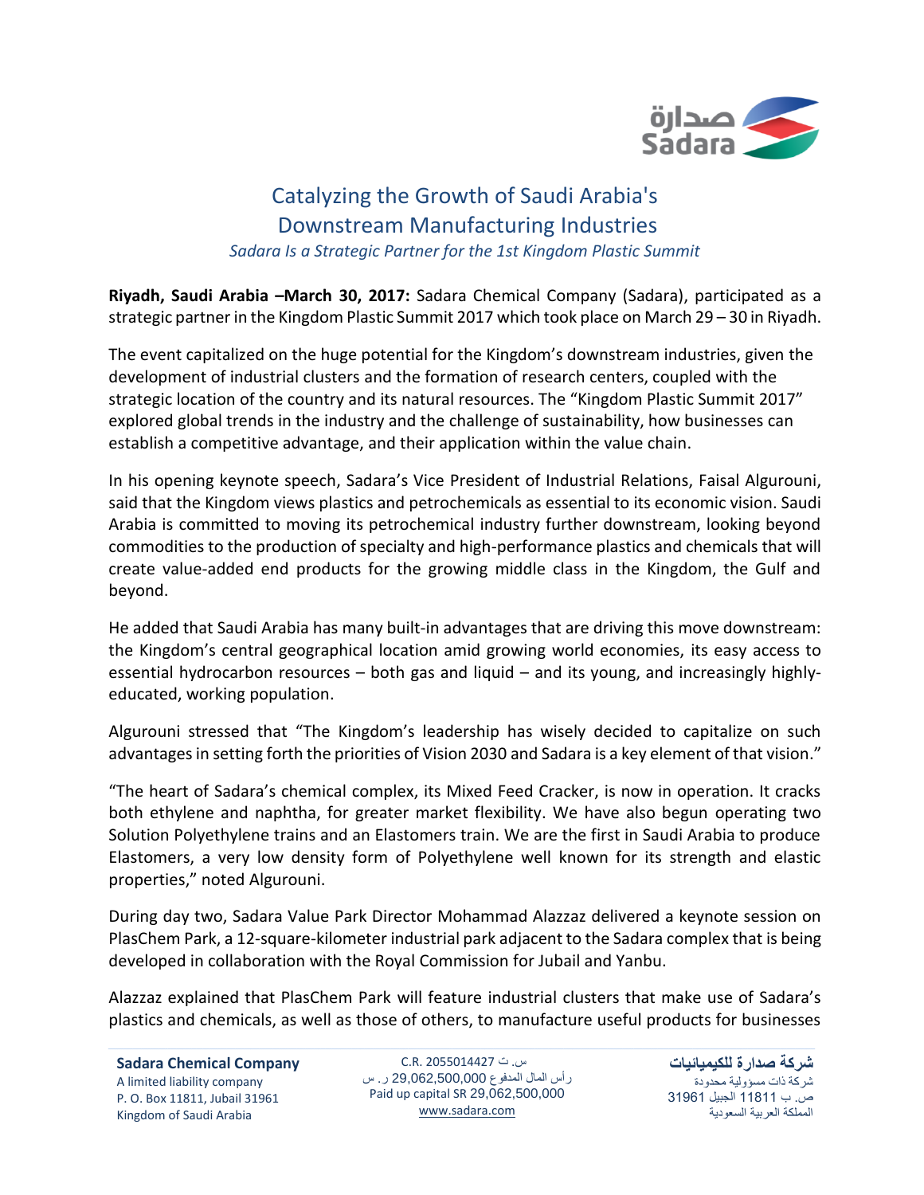# Catalyzing the Growth of Saudi Arabia's Downstream Manufacturing Industries

*Sadara Is a Strategic Partner for the 1st Kingdom Plastic Summit*

**Riyadh, Saudi Arabia –March 30, 2017:** Sadara Chemical Company (Sadara), participated as a strategic partner in the Kingdom Plastic Summit 2017 which took place on March 29 – 30 in Riyadh.

The event capitalized on the huge potential for the Kingdom's downstream industries, given the development of industrial clusters and the formation of research centers, coupled with the strategic location of the country and its natural resources. The "Kingdom Plastic Summit 2017" explored global trends in the industry and the challenge of sustainability, how businesses can establish a competitive advantage, and their application within the value chain.

In his opening keynote speech, Sadara's Vice President of Industrial Relations, Faisal Algurouni, said that the Kingdom views plastics and petrochemicals as essential to its economic vision. Saudi Arabia is committed to moving its petrochemical industry further downstream, looking beyond commodities to the production of specialty and high-performance plastics and chemicals that will create value-added end products for the growing middle class in the Kingdom, the Gulf and beyond.

He added that Saudi Arabia has many built-in advantages that are driving this move downstream: the Kingdom's central geographical location amid growing world economies, its easy access to essential hydrocarbon resources – both gas and liquid – and its young, and increasingly highly-educated, working population.

Algurouni stressed that "The Kingdom's leadership has wisely decided to capitalize on such advantages in setting forth the priorities of Vision 2030 and Sadara is a key element of that vision."

"The heart of Sadara's chemical complex, its Mixed Feed Cracker, is now in operation. It cracks both ethylene and naphtha, for greater market flexibility. We have also begun operating two Solution Polyethylene trains and an Elastomers train. We are the first in Saudi Arabia to produce Elastomers, a very low density form of Polyethylene well known for its strength and elastic properties," noted Algurouni.

During day two, Sadara Value Park Director Mohammad Alazzaz delivered a keynote session on PlasChem Park, a 12-square-kilometer industrial park adjacent to the Sadara complex that is being developed in collaboration with the Royal Commission for Jubail and Yanbu.

Alazzaz explained that PlasChem Park will feature industrial clusters that make use of Sadara's plastics and chemicals, as well as those of others, to manufacture useful products for businesses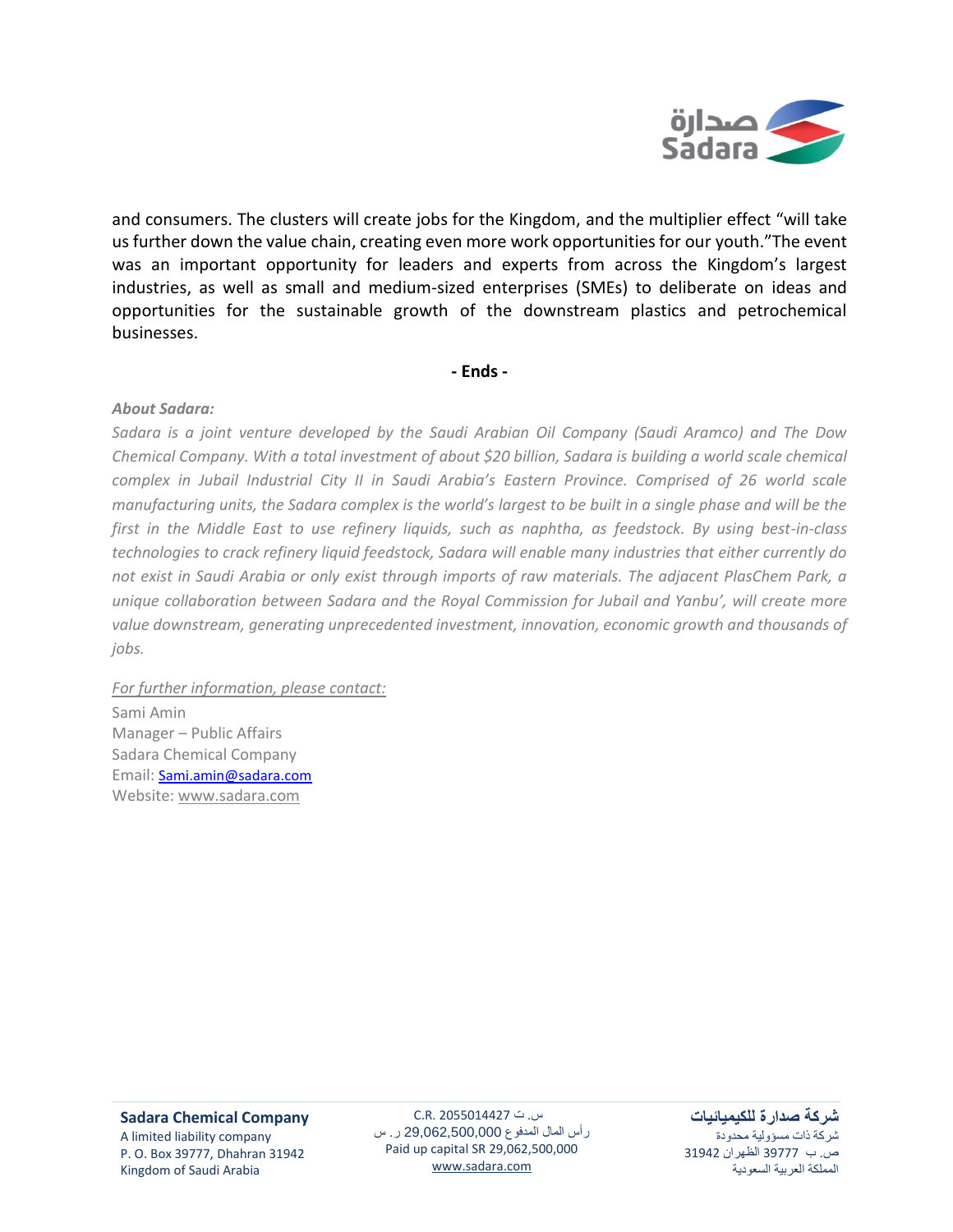and consumers. The clusters will create jobs for the Kingdom, and the multiplier effect "will take us further down the value chain, creating even more work opportunities for our youth."The event was an important opportunity for leaders and experts from across the Kingdom's largest industries, as well as small and medium-sized enterprises (SMEs) to deliberate on ideas and opportunities for the sustainable growth of the downstream plastics and petrochemical businesses.

**- Ends -**

***About Sadara:***

*Sadara is a joint venture developed by the Saudi Arabian Oil Company (Saudi Aramco) and The Dow Chemical Company. With a total investment of about $20 billion, Sadara is building a world scale chemical complex in Jubail Industrial City II in Saudi Arabia's Eastern Province. Comprised of 26 world scale manufacturing units, the Sadara complex is the world's largest to be built in a single phase and will be the first in the Middle East to use refinery liquids, such as naphtha, as feedstock. By using best-in-class technologies to crack refinery liquid feedstock, Sadara will enable many industries that either currently do not exist in Saudi Arabia or only exist through imports of raw materials. The adjacent PlasChem Park, a unique collaboration between Sadara and the Royal Commission for Jubail and Yanbu', will create more value downstream, generating unprecedented investment, innovation, economic growth and thousands of jobs.*

*For further information, please contact:*

Sami Amin
Manager – Public Affairs
Sadara Chemical Company
Email: Sami.amin@sadara.com
Website: www.sadara.com

**Sadara Chemical Company**
A limited liability company
P. O. Box 39777, Dhahran 31942
Kingdom of Saudi Arabia

س. ت C.R. 2055014427
رأس المال المدفوع 29,062,500,000 ر. س
Paid up capital SR 29,062,500,000
www.sadara.com

**شركة صدارة للكيميائيات**
شركة ذات مسؤولية محدودة
ص. ب 39777 الظهران 31942
المملكة العربية السعودية